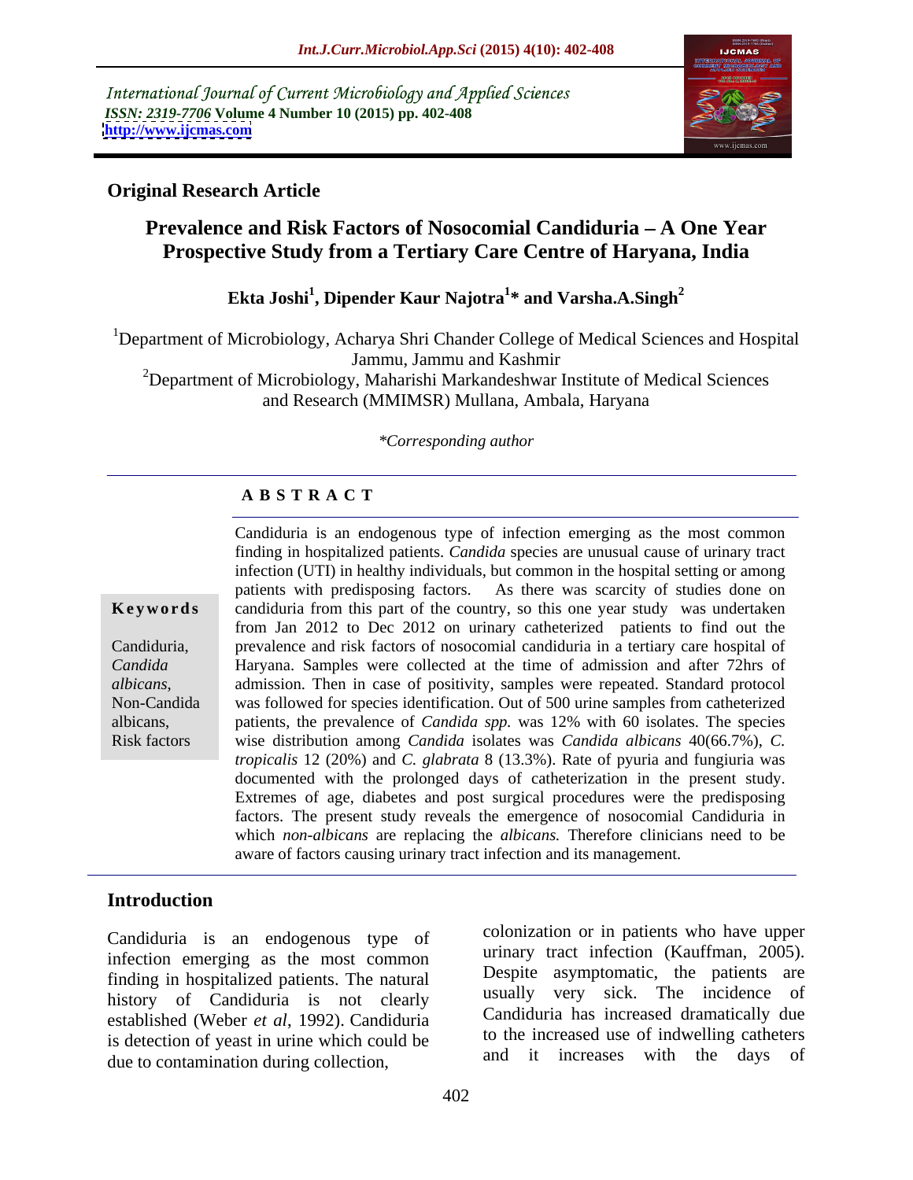International Journal of Current Microbiology and Applied Sciences
*ISSN: 2319-7706* **Volume 4 Number 10 (2015) pp. 402-408**
**http://www.ijcmas.com**

**Original Research Article**

# Prevalence and Risk Factors of Nosocomial Candiduria – A One Year Prospective Study from a Tertiary Care Centre of Haryana, India

**Ekta Joshi[1], Dipender Kaur Najotra[1]* and Varsha.A.Singh[2]**

[1]Department of Microbiology, Acharya Shri Chander College of Medical Sciences and Hospital Jammu, Jammu and Kashmir

[2]Department of Microbiology, Maharishi Markandeshwar Institute of Medical Sciences and Research (MMIMSR) Mullana, Ambala, Haryana

*\*Corresponding author*

## ABSTRACT

**Keywords**

Candiduria, *Candida albicans*, Non-Candida albicans, Risk factors

Candiduria is an endogenous type of infection emerging as the most common finding in hospitalized patients. *Candida* species are unusual cause of urinary tract infection (UTI) in healthy individuals, but common in the hospital setting or among patients with predisposing factors. As there was scarcity of studies done on candiduria from this part of the country, so this one year study was undertaken from Jan 2012 to Dec 2012 on urinary catheterized patients to find out the prevalence and risk factors of nosocomial candiduria in a tertiary care hospital of Haryana. Samples were collected at the time of admission and after 72hrs of admission. Then in case of positivity, samples were repeated. Standard protocol was followed for species identification. Out of 500 urine samples from catheterized patients, the prevalence of *Candida spp.* was 12% with 60 isolates. The species wise distribution among *Candida* isolates was *Candida albicans* 40(66.7%), *C. tropicalis* 12 (20%) and *C. glabrata* 8 (13.3%). Rate of pyuria and fungiuria was documented with the prolonged days of catheterization in the present study. Extremes of age, diabetes and post surgical procedures were the predisposing factors. The present study reveals the emergence of nosocomial Candiduria in which *non-albicans* are replacing the *albicans.* Therefore clinicians need to be aware of factors causing urinary tract infection and its management.

## Introduction

Candiduria is an endogenous type of infection emerging as the most common finding in hospitalized patients. The natural history of Candiduria is not clearly established (Weber *et al*, 1992). Candiduria is detection of yeast in urine which could be due to contamination during collection, colonization or in patients who have upper urinary tract infection (Kauffman, 2005). Despite asymptomatic, the patients are usually very sick. The incidence of Candiduria has increased dramatically due to the increased use of indwelling catheters and it increases with the days of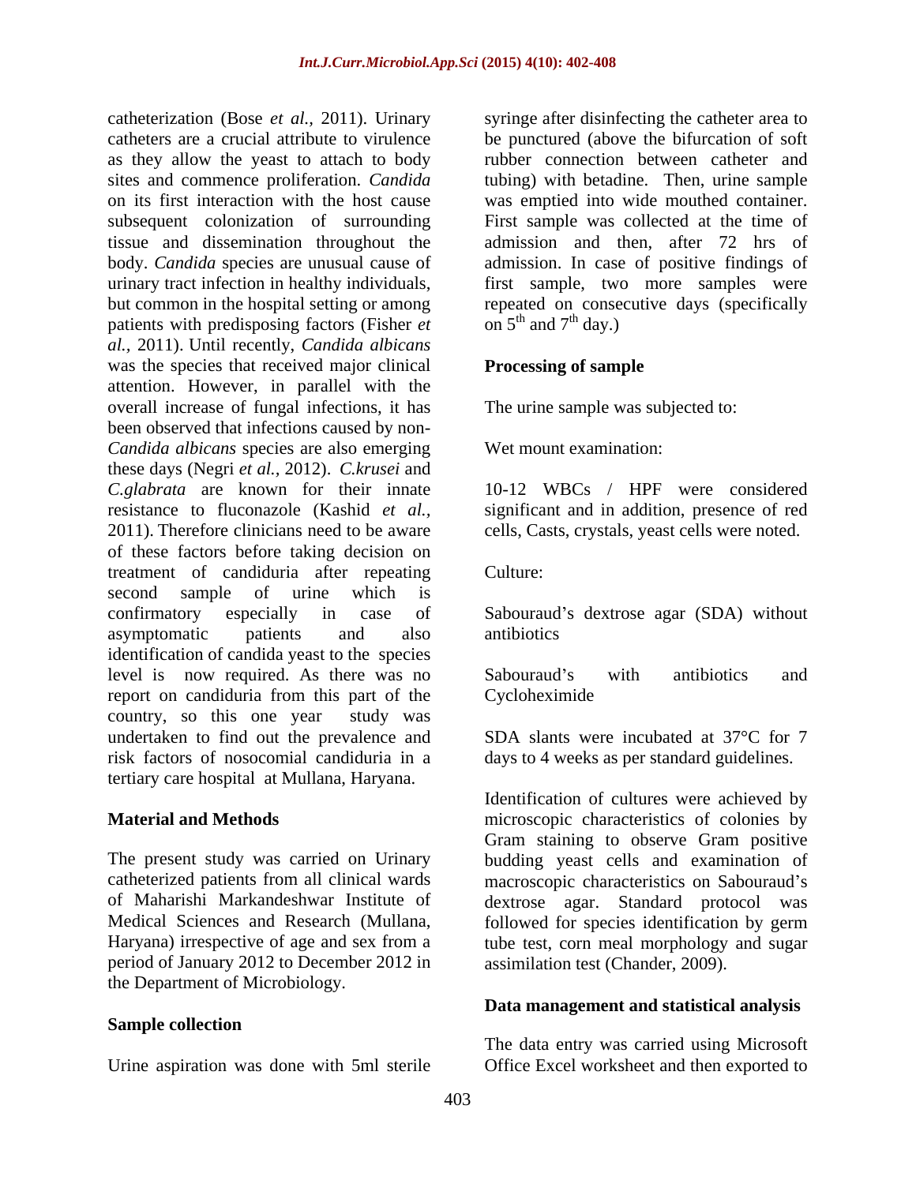catheterization (Bose *et al.,* 2011). Urinary catheters are a crucial attribute to virulence as they allow the yeast to attach to body sites and commence proliferation. *Candida* on its first interaction with the host cause subsequent colonization of surrounding tissue and dissemination throughout the body. *Candida* species are unusual cause of urinary tract infection in healthy individuals, but common in the hospital setting or among patients with predisposing factors (Fisher *et al.,* 2011). Until recently, *Candida albicans* was the species that received major clinical attention. However, in parallel with the overall increase of fungal infections, it has been observed that infections caused by non-*Candida albicans* species are also emerging these days (Negri *et al.,* 2012). *C.krusei* and *C.glabrata* are known for their innate resistance to fluconazole (Kashid *et al.*, 2011). Therefore clinicians need to be aware of these factors before taking decision on treatment of candiduria after repeating second sample of urine which is confirmatory especially in case of asymptomatic patients and also identification of candida yeast to the species level is now required. As there was no report on candiduria from this part of the country, so this one year study was undertaken to find out the prevalence and risk factors of nosocomial candiduria in a tertiary care hospital at Mullana, Haryana.

## Material and Methods

The present study was carried on Urinary catheterized patients from all clinical wards of Maharishi Markandeshwar Institute of Medical Sciences and Research (Mullana, Haryana) irrespective of age and sex from a period of January 2012 to December 2012 in the Department of Microbiology.

### Sample collection

Urine aspiration was done with 5ml sterile syringe after disinfecting the catheter area to be punctured (above the bifurcation of soft rubber connection between catheter and tubing) with betadine. Then, urine sample was emptied into wide mouthed container. First sample was collected at the time of admission and then, after 72 hrs of admission. In case of positive findings of first sample, two more samples were repeated on consecutive days (specifically on 5$^{th}$ and 7$^{th}$ day.)

### Processing of sample

The urine sample was subjected to:

Wet mount examination:

10-12 WBCs / HPF were considered significant and in addition, presence of red cells, Casts, crystals, yeast cells were noted.

Culture:

Sabouraud's dextrose agar (SDA) without antibiotics

Sabouraud's with antibiotics and Cycloheximide

SDA slants were incubated at 37°C for 7 days to 4 weeks as per standard guidelines.

Identification of cultures were achieved by microscopic characteristics of colonies by Gram staining to observe Gram positive budding yeast cells and examination of macroscopic characteristics on Sabouraud's dextrose agar. Standard protocol was followed for species identification by germ tube test, corn meal morphology and sugar assimilation test (Chander, 2009).

### Data management and statistical analysis

The data entry was carried using Microsoft Office Excel worksheet and then exported to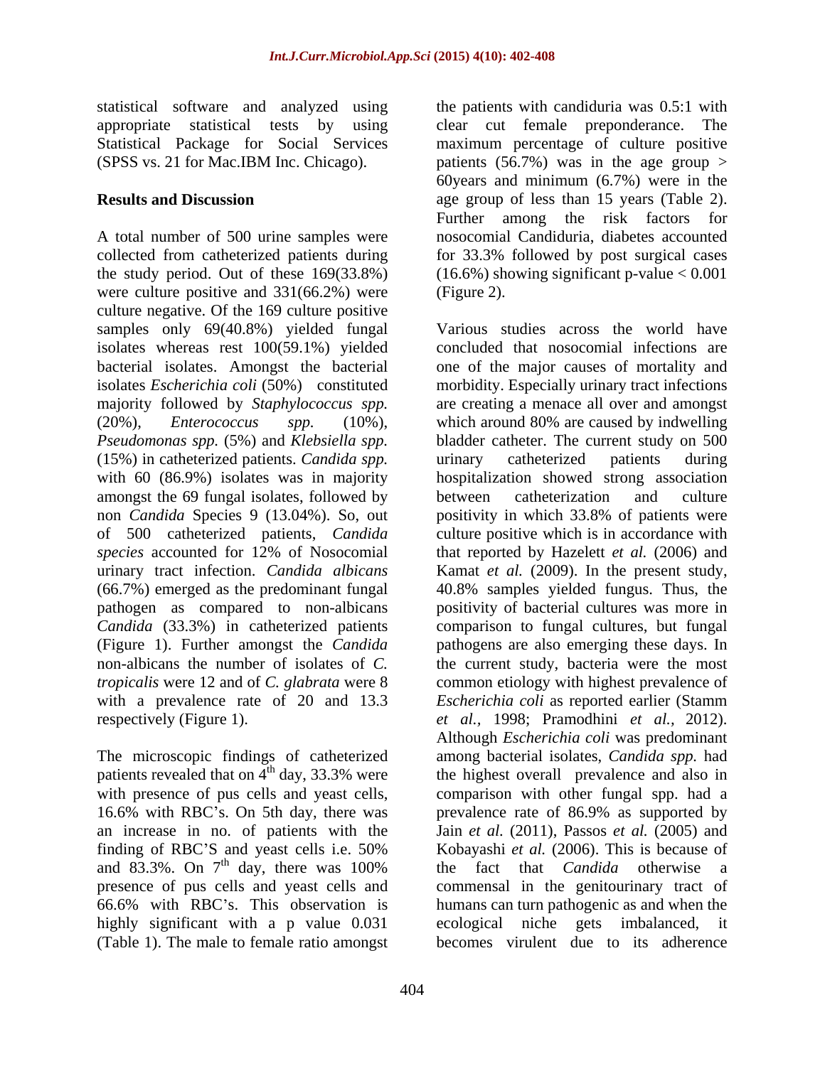statistical software and analyzed using appropriate statistical tests by using Statistical Package for Social Services (SPSS vs. 21 for Mac.IBM Inc. Chicago).

## Results and Discussion

A total number of 500 urine samples were collected from catheterized patients during the study period. Out of these 169(33.8%) were culture positive and 331(66.2%) were culture negative. Of the 169 culture positive samples only 69(40.8%) yielded fungal isolates whereas rest 100(59.1%) yielded bacterial isolates. Amongst the bacterial isolates *Escherichia coli* (50%) constituted majority followed by *Staphylococcus spp.* (20%), *Enterococcus spp.* (10%), *Pseudomonas spp.* (5%) and *Klebsiella spp.* (15%) in catheterized patients. *Candida spp.* with 60 (86.9%) isolates was in majority amongst the 69 fungal isolates, followed by non *Candida* Species 9 (13.04%). So, out of 500 catheterized patients, *Candida species* accounted for 12% of Nosocomial urinary tract infection. *Candida albicans* (66.7%) emerged as the predominant fungal pathogen as compared to non-albicans *Candida* (33.3%) in catheterized patients (Figure 1). Further amongst the *Candida* non-albicans the number of isolates of *C. tropicalis* were 12 and of *C. glabrata* were 8 with a prevalence rate of 20 and 13.3 respectively (Figure 1).

The microscopic findings of catheterized patients revealed that on 4$^{th}$ day, 33.3% were with presence of pus cells and yeast cells, 16.6% with RBC's. On 5th day, there was an increase in no. of patients with the finding of RBC'S and yeast cells i.e. 50% and 83.3%. On 7$^{th}$ day, there was 100% presence of pus cells and yeast cells and 66.6% with RBC's. This observation is highly significant with a p value 0.031 (Table 1). The male to female ratio amongst the patients with candiduria was 0.5:1 with clear cut female preponderance. The maximum percentage of culture positive patients (56.7%) was in the age group > 60years and minimum (6.7%) were in the age group of less than 15 years (Table 2). Further among the risk factors for nosocomial Candiduria, diabetes accounted for 33.3% followed by post surgical cases (16.6%) showing significant p-value < 0.001 (Figure 2).

Various studies across the world have concluded that nosocomial infections are one of the major causes of mortality and morbidity. Especially urinary tract infections are creating a menace all over and amongst which around 80% are caused by indwelling bladder catheter. The current study on 500 urinary catheterized patients during hospitalization showed strong association between catheterization and culture positivity in which 33.8% of patients were culture positive which is in accordance with that reported by Hazelett *et al.* (2006) and Kamat *et al.* (2009). In the present study, 40.8% samples yielded fungus. Thus, the positivity of bacterial cultures was more in comparison to fungal cultures, but fungal pathogens are also emerging these days. In the current study, bacteria were the most common etiology with highest prevalence of *Escherichia coli* as reported earlier (Stamm *et al.,* 1998; Pramodhini *et al.,* 2012). Although *Escherichia coli* was predominant among bacterial isolates, *Candida spp.* had the highest overall prevalence and also in comparison with other fungal spp. had a prevalence rate of 86.9% as supported by Jain *et al.* (2011), Passos *et al.* (2005) and Kobayashi *et al.* (2006). This is because of the fact that *Candida* otherwise a commensal in the genitourinary tract of humans can turn pathogenic as and when the ecological niche gets imbalanced, it becomes virulent due to its adherence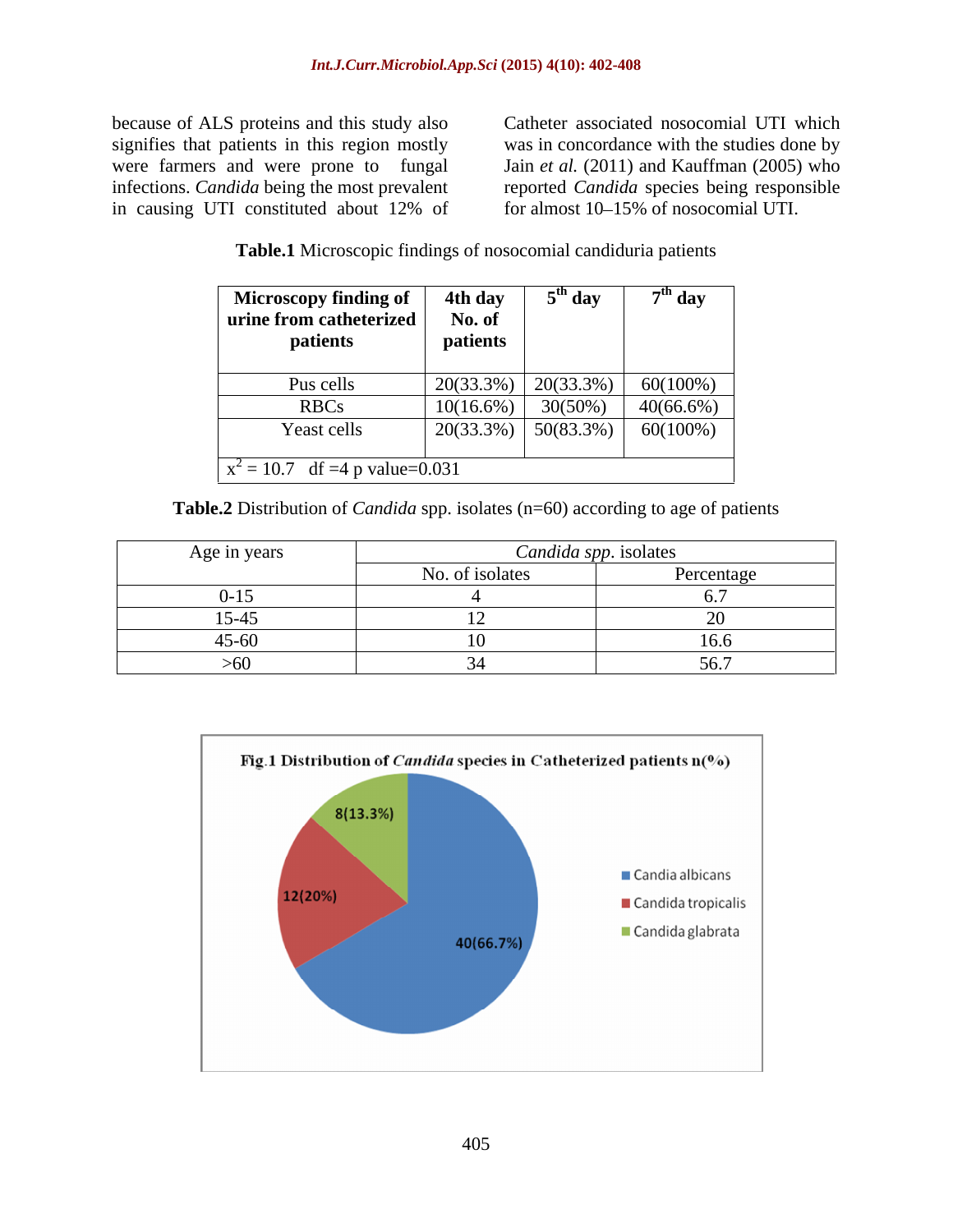because of ALS proteins and this study also signifies that patients in this region mostly were farmers and were prone to fungal infections. *Candida* being the most prevalent in causing UTI constituted about 12% of Catheter associated nosocomial UTI which was in concordance with the studies done by Jain *et al.* (2011) and Kauffman (2005) who reported *Candida* species being responsible for almost 10–15% of nosocomial UTI.

**Table.1** Microscopic findings of nosocomial candiduria patients

| **Microscopy finding of urine from catheterized patients** | **4th day No. of patients** | **5$^{th}$ day** | **7$^{th}$ day** |
|---|---|---|---|
| Pus cells | 20(33.3%) | 20(33.3%) | 60(100%) |
| RBCs | 10(16.6%) | 30(50%) | 40(66.6%) |
| Yeast cells | 20(33.3%) | 50(83.3%) | 60(100%) |
| $x^2$ = 10.7 df =4 p value=0.031 | | | |

**Table.2** Distribution of *Candida* spp. isolates (n=60) according to age of patients

| Age in years | *Candida spp*. isolates | |
|---|---|---|
| | No. of isolates | Percentage |
| 0-15 | 4 | 6.7 |
| 15-45 | 12 | 20 |
| 45-60 | 10 | 16.6 |
| >60 | 34 | 56.7 |

**Fig.1 Distribution of *Candida* species in Catheterized patients n(%)**

| Species | n(%) |
|---|---|
| Candia albicans | 40(66.7%) |
| Candida tropicalis | 12(20%) |
| Candida glabrata | 8(13.3%) |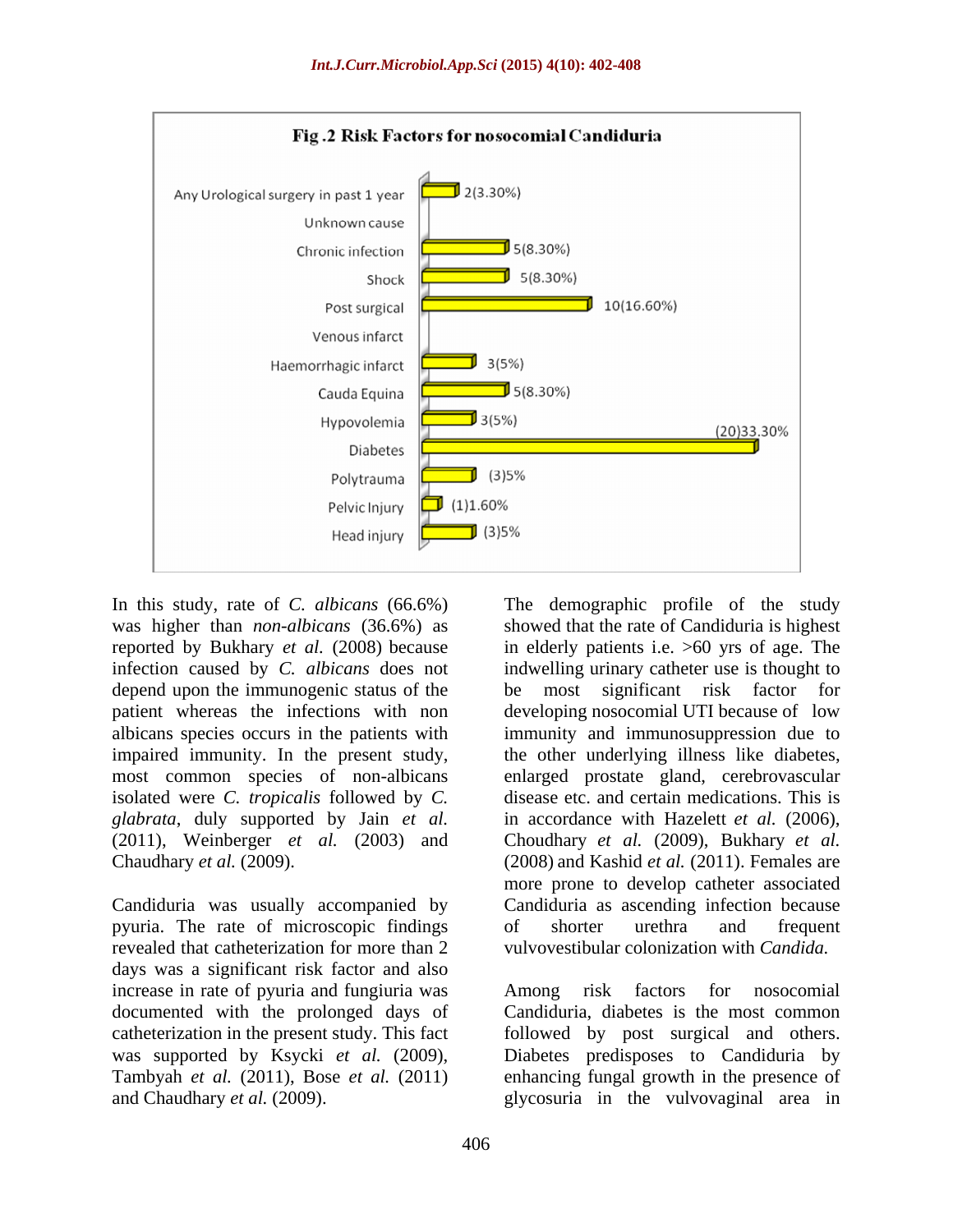**Fig .2 Risk Factors for nosocomial Candiduria**

| Risk factor | Value |
|---|---|
| Any Urological surgery in past 1 year | 2(3.30%) |
| Unknown cause | |
| Chronic infection | 5(8.30%) |
| Shock | 5(8.30%) |
| Post surgical | 10(16.60%) |
| Venous infarct | |
| Haemorrhagic infarct | 3(5%) |
| Cauda Equina | 5(8.30%) |
| Hypovolemia | 3(5%) |
| Diabetes | (20)33.30% |
| Polytrauma | (3)5% |
| Pelvic Injury | (1)1.60% |
| Head injury | (3)5% |

In this study, rate of *C. albicans* (66.6%) was higher than *non-albicans* (36.6%) as reported by Bukhary *et al.* (2008) because infection caused by *C. albicans* does not depend upon the immunogenic status of the patient whereas the infections with non albicans species occurs in the patients with impaired immunity. In the present study, most common species of non-albicans isolated were *C. tropicalis* followed by *C. glabrata*, duly supported by Jain *et al.* (2011), Weinberger *et al.* (2003) and Chaudhary *et al.* (2009).

Candiduria was usually accompanied by pyuria. The rate of microscopic findings revealed that catheterization for more than 2 days was a significant risk factor and also increase in rate of pyuria and fungiuria was documented with the prolonged days of catheterization in the present study. This fact was supported by Ksycki *et al.* (2009), Tambyah *et al.* (2011), Bose *et al.* (2011) and Chaudhary *et al.* (2009).

The demographic profile of the study showed that the rate of Candiduria is highest in elderly patients i.e. >60 yrs of age. The indwelling urinary catheter use is thought to be most significant risk factor for developing nosocomial UTI because of low immunity and immunosuppression due to the other underlying illness like diabetes, enlarged prostate gland, cerebrovascular disease etc. and certain medications. This is in accordance with Hazelett *et al.* (2006), Choudhary *et al.* (2009), Bukhary *et al.* (2008) and Kashid *et al.* (2011). Females are more prone to develop catheter associated Candiduria as ascending infection because of shorter urethra and frequent vulvovestibular colonization with *Candida.*

Among risk factors for nosocomial Candiduria, diabetes is the most common followed by post surgical and others. Diabetes predisposes to Candiduria by enhancing fungal growth in the presence of glycosuria in the vulvovaginal area in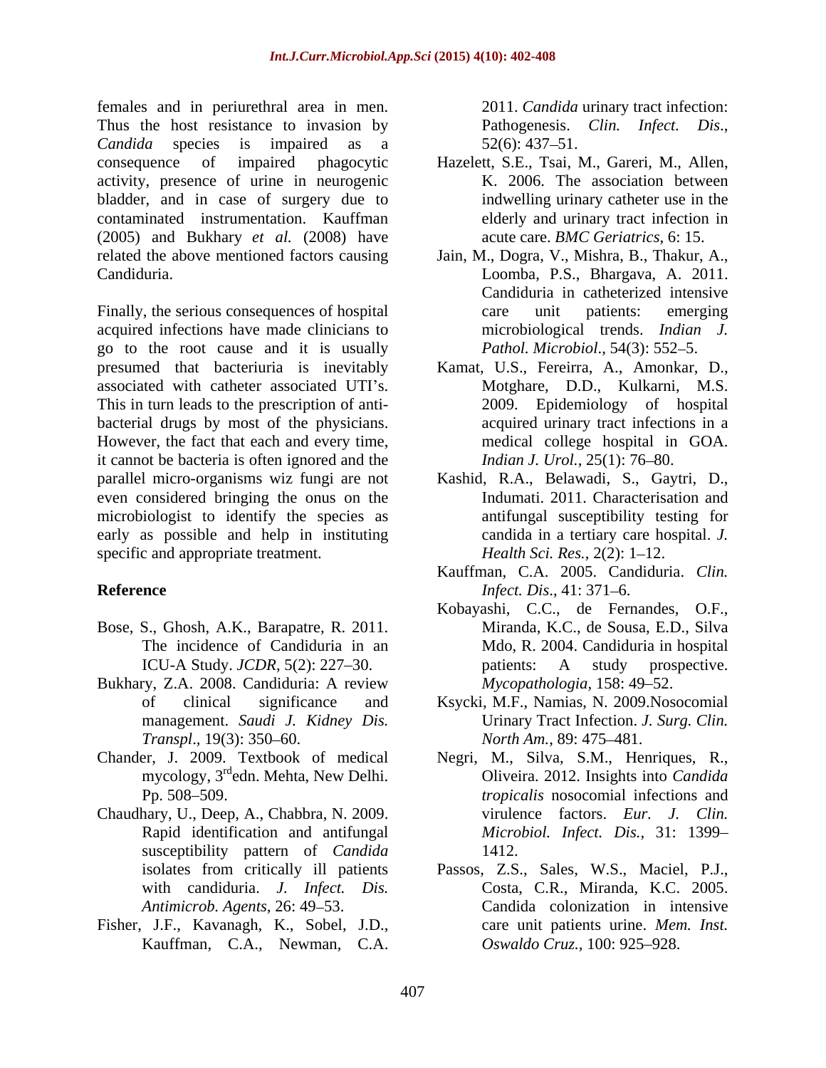females and in periurethral area in men. Thus the host resistance to invasion by *Candida* species is impaired as a consequence of impaired phagocytic activity, presence of urine in neurogenic bladder, and in case of surgery due to contaminated instrumentation. Kauffman (2005) and Bukhary *et al.* (2008) have related the above mentioned factors causing Candiduria.

Finally, the serious consequences of hospital acquired infections have made clinicians to go to the root cause and it is usually presumed that bacteriuria is inevitably associated with catheter associated UTI's. This in turn leads to the prescription of anti-bacterial drugs by most of the physicians. However, the fact that each and every time, it cannot be bacteria is often ignored and the parallel micro-organisms wiz fungi are not even considered bringing the onus on the microbiologist to identify the species as early as possible and help in instituting specific and appropriate treatment.

## Reference

Bose, S., Ghosh, A.K., Barapatre, R. 2011. The incidence of Candiduria in an ICU-A Study. *JCDR*, 5(2): 227–30.

Bukhary, Z.A. 2008. Candiduria: A review of clinical significance and management. *Saudi J. Kidney Dis. Transpl*., 19(3): 350–60.

Chander, J. 2009. Textbook of medical mycology, 3rd edn. Mehta, New Delhi. Pp. 508–509.

Chaudhary, U., Deep, A., Chabbra, N. 2009. Rapid identification and antifungal susceptibility pattern of *Candida* isolates from critically ill patients with candiduria. *J. Infect. Dis. Antimicrob. Agents*, 26: 49–53.

Fisher, J.F., Kavanagh, K., Sobel, J.D., Kauffman, C.A., Newman, C.A. 2011. *Candida* urinary tract infection: Pathogenesis. *Clin. Infect. Dis*., 52(6): 437–51.

Hazelett, S.E., Tsai, M., Gareri, M., Allen, K. 2006. The association between indwelling urinary catheter use in the elderly and urinary tract infection in acute care. *BMC Geriatrics*, 6: 15.

Jain, M., Dogra, V., Mishra, B., Thakur, A., Loomba, P.S., Bhargava, A. 2011. Candiduria in catheterized intensive care unit patients: emerging microbiological trends. *Indian J. Pathol. Microbiol*., 54(3): 552–5.

Kamat, U.S., Fereirra, A., Amonkar, D., Motghare, D.D., Kulkarni, M.S. 2009. Epidemiology of hospital acquired urinary tract infections in a medical college hospital in GOA. *Indian J. Urol.*, 25(1): 76–80.

Kashid, R.A., Belawadi, S., Gaytri, D., Indumati. 2011. Characterisation and antifungal susceptibility testing for candida in a tertiary care hospital. *J. Health Sci. Res.*, 2(2): 1–12.

Kauffman, C.A. 2005. Candiduria. *Clin. Infect. Dis*., 41: 371–6.

Kobayashi, C.C., de Fernandes, O.F., Miranda, K.C., de Sousa, E.D., Silva Mdo, R. 2004. Candiduria in hospital patients: A study prospective. *Mycopathologia*, 158: 49–52.

Ksycki, M.F., Namias, N. 2009.Nosocomial Urinary Tract Infection. *J. Surg. Clin. North Am.*, 89: 475–481.

Negri, M., Silva, S.M., Henriques, R., Oliveira. 2012. Insights into *Candida tropicalis* nosocomial infections and virulence factors. *Eur. J. Clin. Microbiol. Infect. Dis.*, 31: 1399–1412.

Passos, Z.S., Sales, W.S., Maciel, P.J., Costa, C.R., Miranda, K.C. 2005. Candida colonization in intensive care unit patients urine. *Mem. Inst. Oswaldo Cruz.*, 100: 925–928.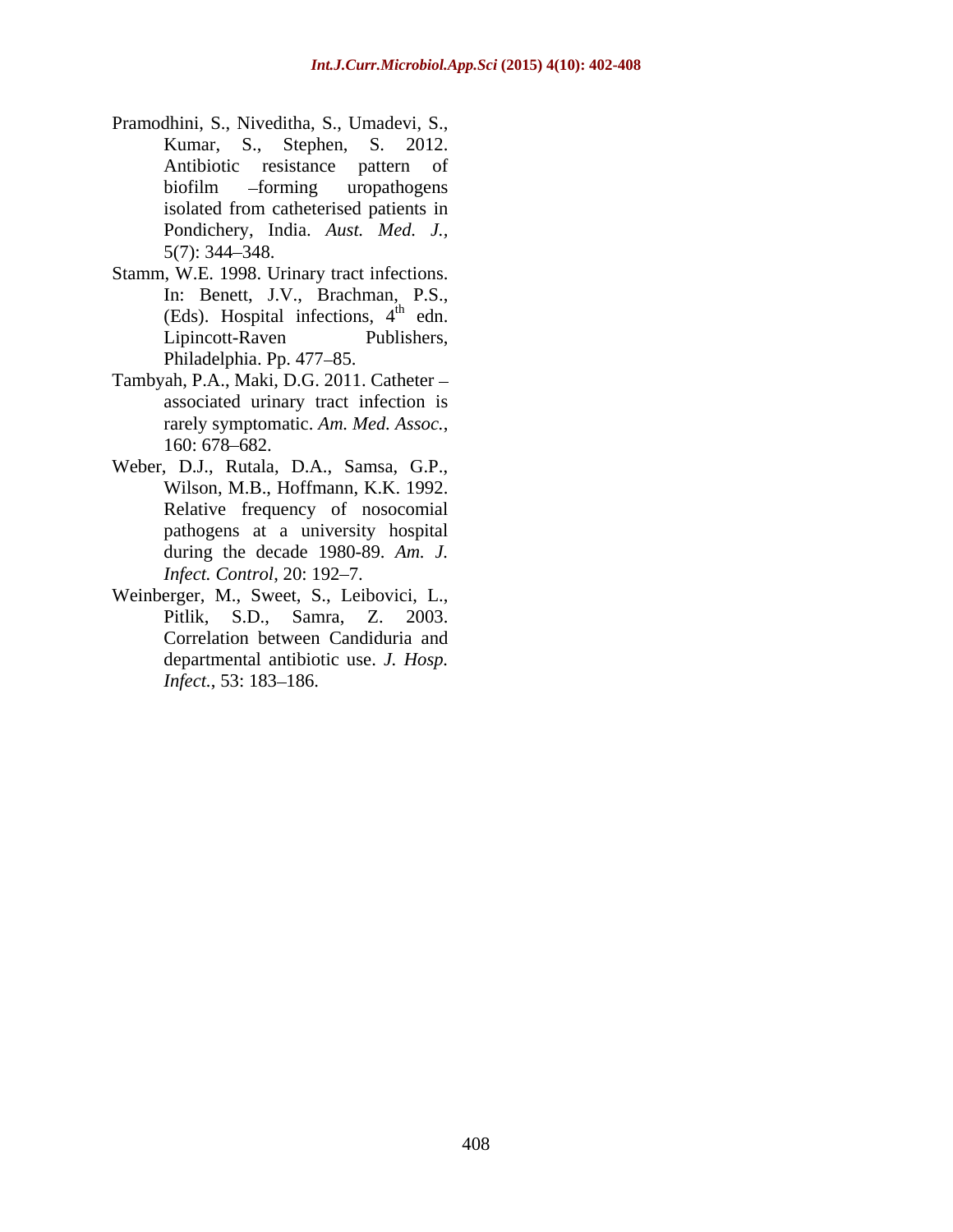Pramodhini, S., Niveditha, S., Umadevi, S., Kumar, S., Stephen, S. 2012. Antibiotic resistance pattern of biofilm –forming uropathogens isolated from catheterised patients in Pondichery, India. *Aust. Med. J.*, 5(7): 344–348.

Stamm, W.E. 1998. Urinary tract infections. In: Benett, J.V., Brachman, P.S., (Eds). Hospital infections, 4th edn. Lipincott-Raven Publishers, Philadelphia. Pp. 477–85.

Tambyah, P.A., Maki, D.G. 2011. Catheter – associated urinary tract infection is rarely symptomatic. *Am. Med. Assoc.*, 160: 678–682.

Weber, D.J., Rutala, D.A., Samsa, G.P., Wilson, M.B., Hoffmann, K.K. 1992. Relative frequency of nosocomial pathogens at a university hospital during the decade 1980-89. *Am. J. Infect. Control*, 20: 192–7.

Weinberger, M., Sweet, S., Leibovici, L., Pitlik, S.D., Samra, Z. 2003. Correlation between Candiduria and departmental antibiotic use. *J. Hosp. Infect.*, 53: 183–186.